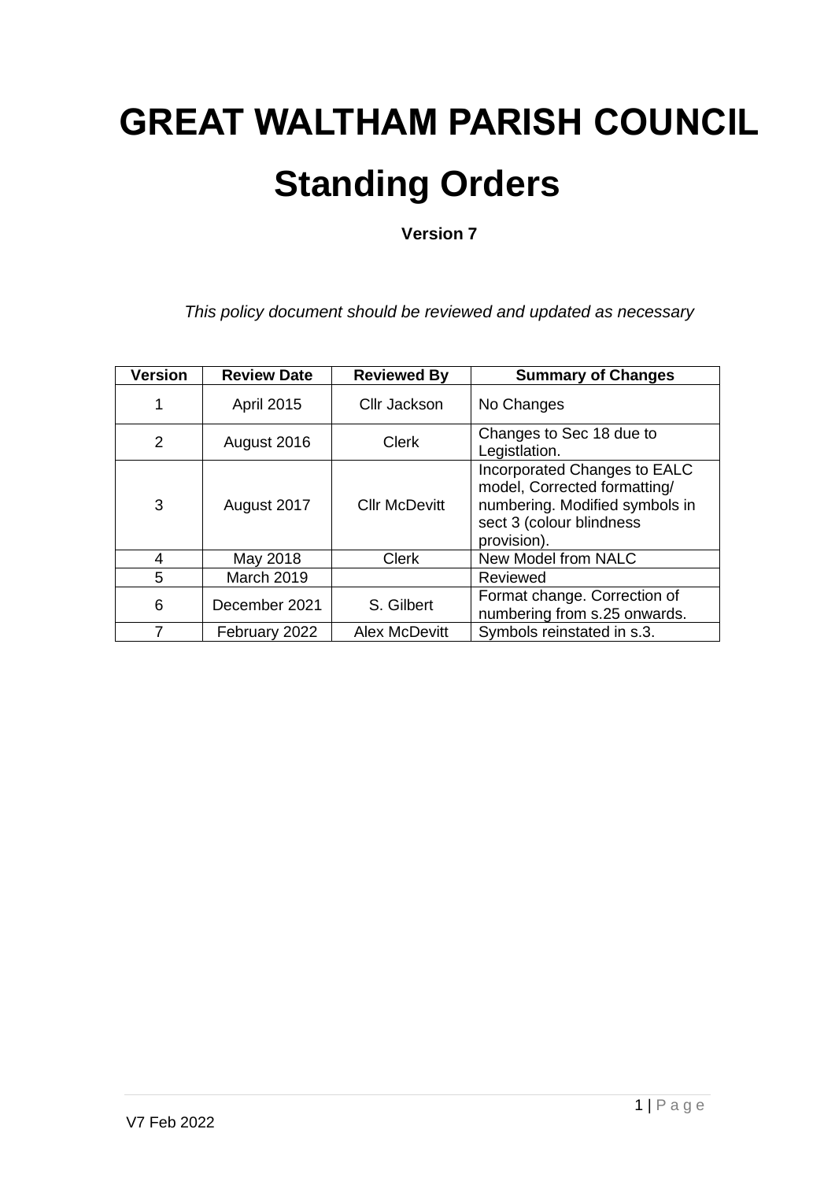# GREAT WALTHAM PARISH COUNCIL

# Standing Orders

**Version 7**

*This policy document should be reviewed and updated as necessary*

| Version | Review Date | Reviewed By | Summary of Changes |
|---|---|---|---|
| 1 | April 2015 | Cllr Jackson | No Changes |
| 2 | August 2016 | Clerk | Changes to Sec 18 due to Legistlation. |
| 3 | August 2017 | Cllr McDevitt | Incorporated Changes to EALC model, Corrected formatting/ numbering. Modified symbols in sect 3 (colour blindness provision). |
| 4 | May 2018 | Clerk | New Model from NALC |
| 5 | March 2019 | | Reviewed |
| 6 | December 2021 | S. Gilbert | Format change. Correction of numbering from s.25 onwards. |
| 7 | February 2022 | Alex McDevitt | Symbols reinstated in s.3. |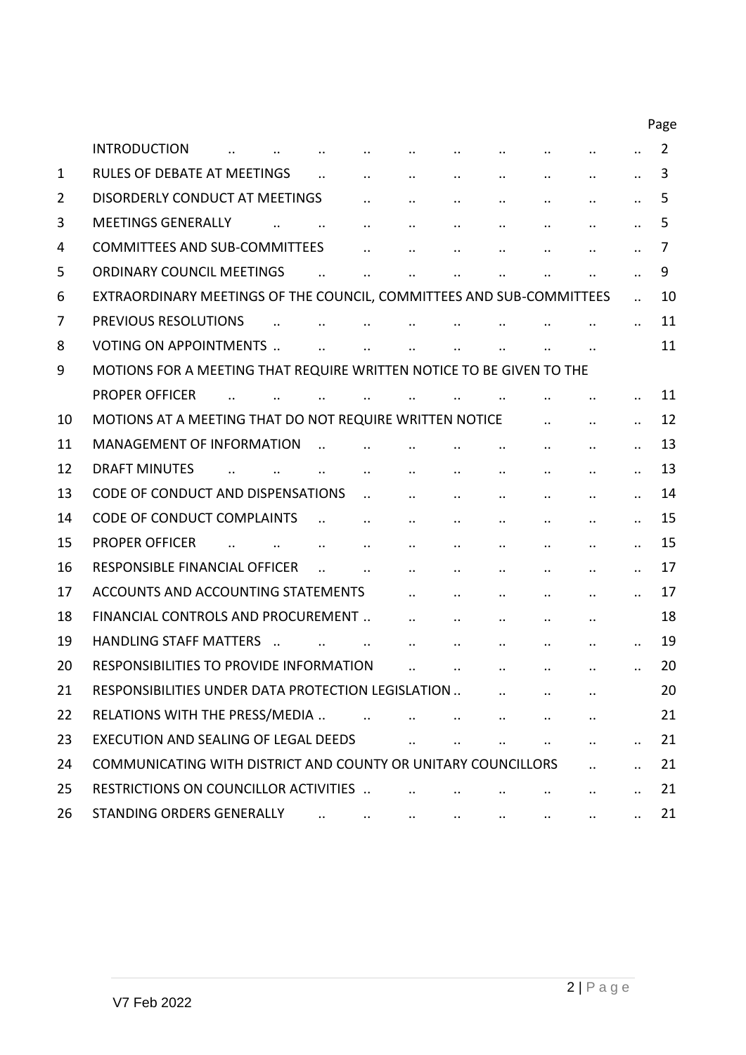| | | Page |
|---|---|---|
| | INTRODUCTION | 2 |
| 1 | RULES OF DEBATE AT MEETINGS | 3 |
| 2 | DISORDERLY CONDUCT AT MEETINGS | 5 |
| 3 | MEETINGS GENERALLY | 5 |
| 4 | COMMITTEES AND SUB-COMMITTEES | 7 |
| 5 | ORDINARY COUNCIL MEETINGS | 9 |
| 6 | EXTRAORDINARY MEETINGS OF THE COUNCIL, COMMITTEES AND SUB-COMMITTEES | 10 |
| 7 | PREVIOUS RESOLUTIONS | 11 |
| 8 | VOTING ON APPOINTMENTS | 11 |
| 9 | MOTIONS FOR A MEETING THAT REQUIRE WRITTEN NOTICE TO BE GIVEN TO THE PROPER OFFICER | 11 |
| 10 | MOTIONS AT A MEETING THAT DO NOT REQUIRE WRITTEN NOTICE | 12 |
| 11 | MANAGEMENT OF INFORMATION | 13 |
| 12 | DRAFT MINUTES | 13 |
| 13 | CODE OF CONDUCT AND DISPENSATIONS | 14 |
| 14 | CODE OF CONDUCT COMPLAINTS | 15 |
| 15 | PROPER OFFICER | 15 |
| 16 | RESPONSIBLE FINANCIAL OFFICER | 17 |
| 17 | ACCOUNTS AND ACCOUNTING STATEMENTS | 17 |
| 18 | FINANCIAL CONTROLS AND PROCUREMENT | 18 |
| 19 | HANDLING STAFF MATTERS | 19 |
| 20 | RESPONSIBILITIES TO PROVIDE INFORMATION | 20 |
| 21 | RESPONSIBILITIES UNDER DATA PROTECTION LEGISLATION | 20 |
| 22 | RELATIONS WITH THE PRESS/MEDIA | 21 |
| 23 | EXECUTION AND SEALING OF LEGAL DEEDS | 21 |
| 24 | COMMUNICATING WITH DISTRICT AND COUNTY OR UNITARY COUNCILLORS | 21 |
| 25 | RESTRICTIONS ON COUNCILLOR ACTIVITIES | 21 |
| 26 | STANDING ORDERS GENERALLY | 21 |

V7 Feb 2022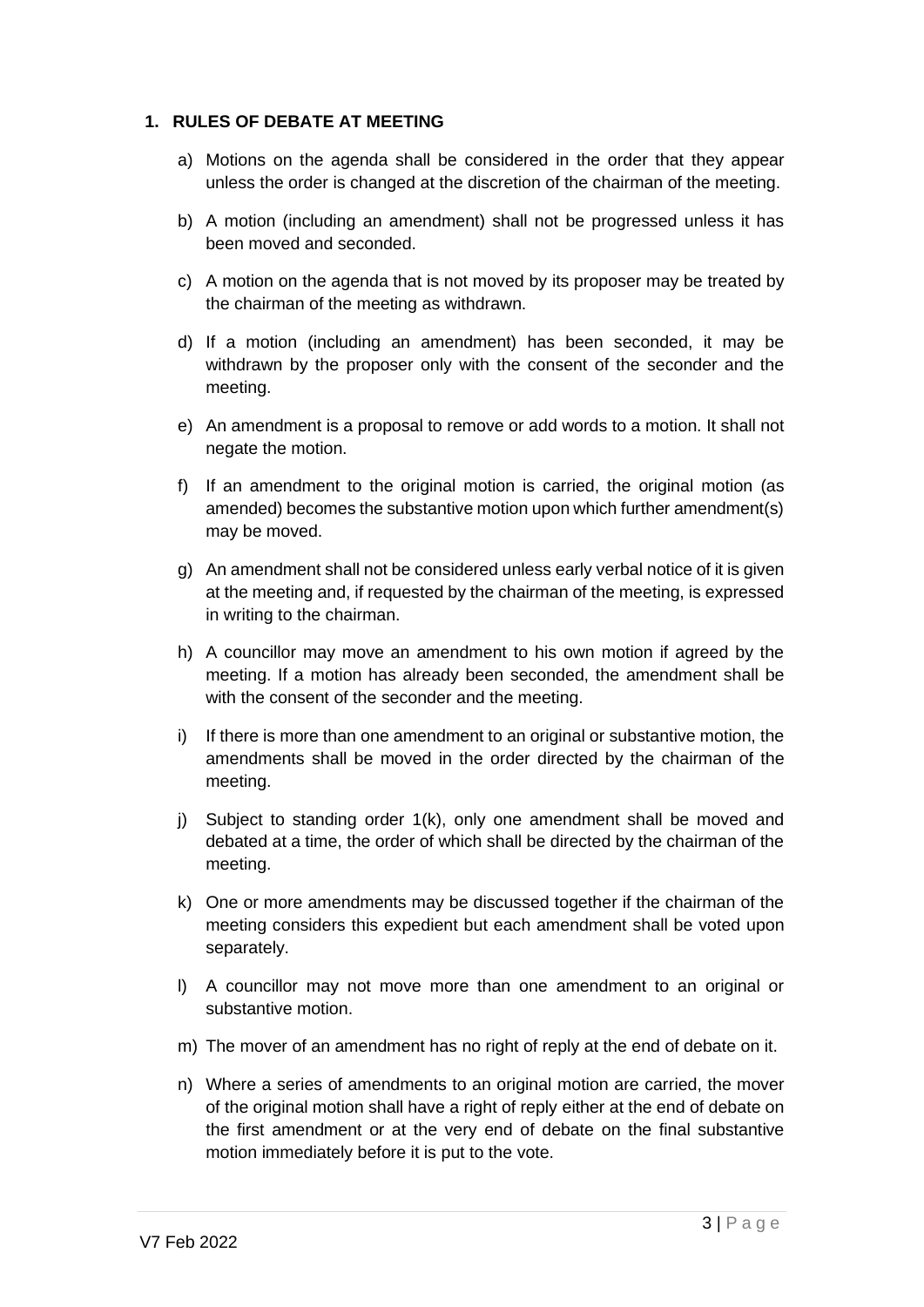## 1. RULES OF DEBATE AT MEETING

a) Motions on the agenda shall be considered in the order that they appear unless the order is changed at the discretion of the chairman of the meeting.

b) A motion (including an amendment) shall not be progressed unless it has been moved and seconded.

c) A motion on the agenda that is not moved by its proposer may be treated by the chairman of the meeting as withdrawn.

d) If a motion (including an amendment) has been seconded, it may be withdrawn by the proposer only with the consent of the seconder and the meeting.

e) An amendment is a proposal to remove or add words to a motion. It shall not negate the motion.

f) If an amendment to the original motion is carried, the original motion (as amended) becomes the substantive motion upon which further amendment(s) may be moved.

g) An amendment shall not be considered unless early verbal notice of it is given at the meeting and, if requested by the chairman of the meeting, is expressed in writing to the chairman.

h) A councillor may move an amendment to his own motion if agreed by the meeting. If a motion has already been seconded, the amendment shall be with the consent of the seconder and the meeting.

i) If there is more than one amendment to an original or substantive motion, the amendments shall be moved in the order directed by the chairman of the meeting.

j) Subject to standing order 1(k), only one amendment shall be moved and debated at a time, the order of which shall be directed by the chairman of the meeting.

k) One or more amendments may be discussed together if the chairman of the meeting considers this expedient but each amendment shall be voted upon separately.

l) A councillor may not move more than one amendment to an original or substantive motion.

m) The mover of an amendment has no right of reply at the end of debate on it.

n) Where a series of amendments to an original motion are carried, the mover of the original motion shall have a right of reply either at the end of debate on the first amendment or at the very end of debate on the final substantive motion immediately before it is put to the vote.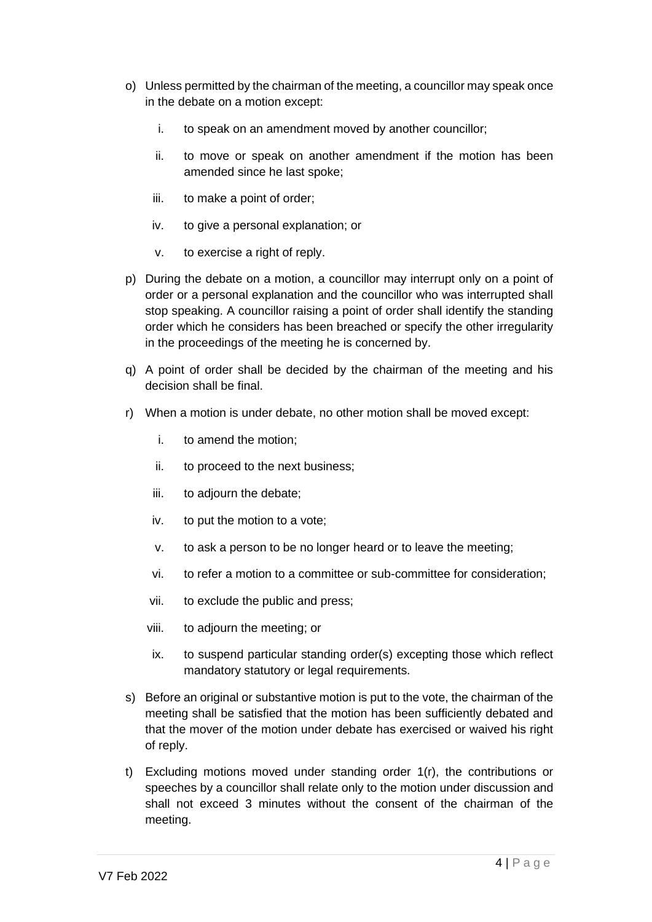o) Unless permitted by the chairman of the meeting, a councillor may speak once in the debate on a motion except:

    i. to speak on an amendment moved by another councillor;

    ii. to move or speak on another amendment if the motion has been amended since he last spoke;

    iii. to make a point of order;

    iv. to give a personal explanation; or

    v. to exercise a right of reply.

p) During the debate on a motion, a councillor may interrupt only on a point of order or a personal explanation and the councillor who was interrupted shall stop speaking. A councillor raising a point of order shall identify the standing order which he considers has been breached or specify the other irregularity in the proceedings of the meeting he is concerned by.

q) A point of order shall be decided by the chairman of the meeting and his decision shall be final.

r) When a motion is under debate, no other motion shall be moved except:

    i. to amend the motion;

    ii. to proceed to the next business;

    iii. to adjourn the debate;

    iv. to put the motion to a vote;

    v. to ask a person to be no longer heard or to leave the meeting;

    vi. to refer a motion to a committee or sub-committee for consideration;

    vii. to exclude the public and press;

    viii. to adjourn the meeting; or

    ix. to suspend particular standing order(s) excepting those which reflect mandatory statutory or legal requirements.

s) Before an original or substantive motion is put to the vote, the chairman of the meeting shall be satisfied that the motion has been sufficiently debated and that the mover of the motion under debate has exercised or waived his right of reply.

t) Excluding motions moved under standing order 1(r), the contributions or speeches by a councillor shall relate only to the motion under discussion and shall not exceed 3 minutes without the consent of the chairman of the meeting.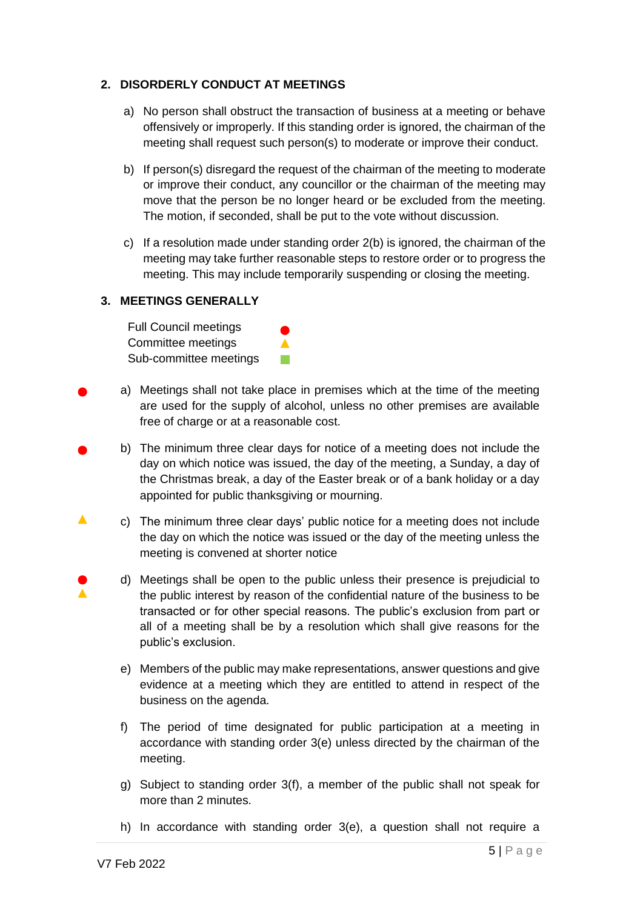## 2. DISORDERLY CONDUCT AT MEETINGS

a) No person shall obstruct the transaction of business at a meeting or behave offensively or improperly. If this standing order is ignored, the chairman of the meeting shall request such person(s) to moderate or improve their conduct.

b) If person(s) disregard the request of the chairman of the meeting to moderate or improve their conduct, any councillor or the chairman of the meeting may move that the person be no longer heard or be excluded from the meeting. The motion, if seconded, shall be put to the vote without discussion.

c) If a resolution made under standing order 2(b) is ignored, the chairman of the meeting may take further reasonable steps to restore order or to progress the meeting. This may include temporarily suspending or closing the meeting.

## 3. MEETINGS GENERALLY

| | |
|---|---|
| Full Council meetings | ● |
| Committee meetings | ▲ |
| Sub-committee meetings | ■ |

● a) Meetings shall not take place in premises which at the time of the meeting are used for the supply of alcohol, unless no other premises are available free of charge or at a reasonable cost.

● b) The minimum three clear days for notice of a meeting does not include the day on which notice was issued, the day of the meeting, a Sunday, a day of the Christmas break, a day of the Easter break or of a bank holiday or a day appointed for public thanksgiving or mourning.

▲ c) The minimum three clear days' public notice for a meeting does not include the day on which the notice was issued or the day of the meeting unless the meeting is convened at shorter notice

● ▲ d) Meetings shall be open to the public unless their presence is prejudicial to the public interest by reason of the confidential nature of the business to be transacted or for other special reasons. The public's exclusion from part or all of a meeting shall be by a resolution which shall give reasons for the public's exclusion.

e) Members of the public may make representations, answer questions and give evidence at a meeting which they are entitled to attend in respect of the business on the agenda.

f) The period of time designated for public participation at a meeting in accordance with standing order 3(e) unless directed by the chairman of the meeting.

g) Subject to standing order 3(f), a member of the public shall not speak for more than 2 minutes.

h) In accordance with standing order 3(e), a question shall not require a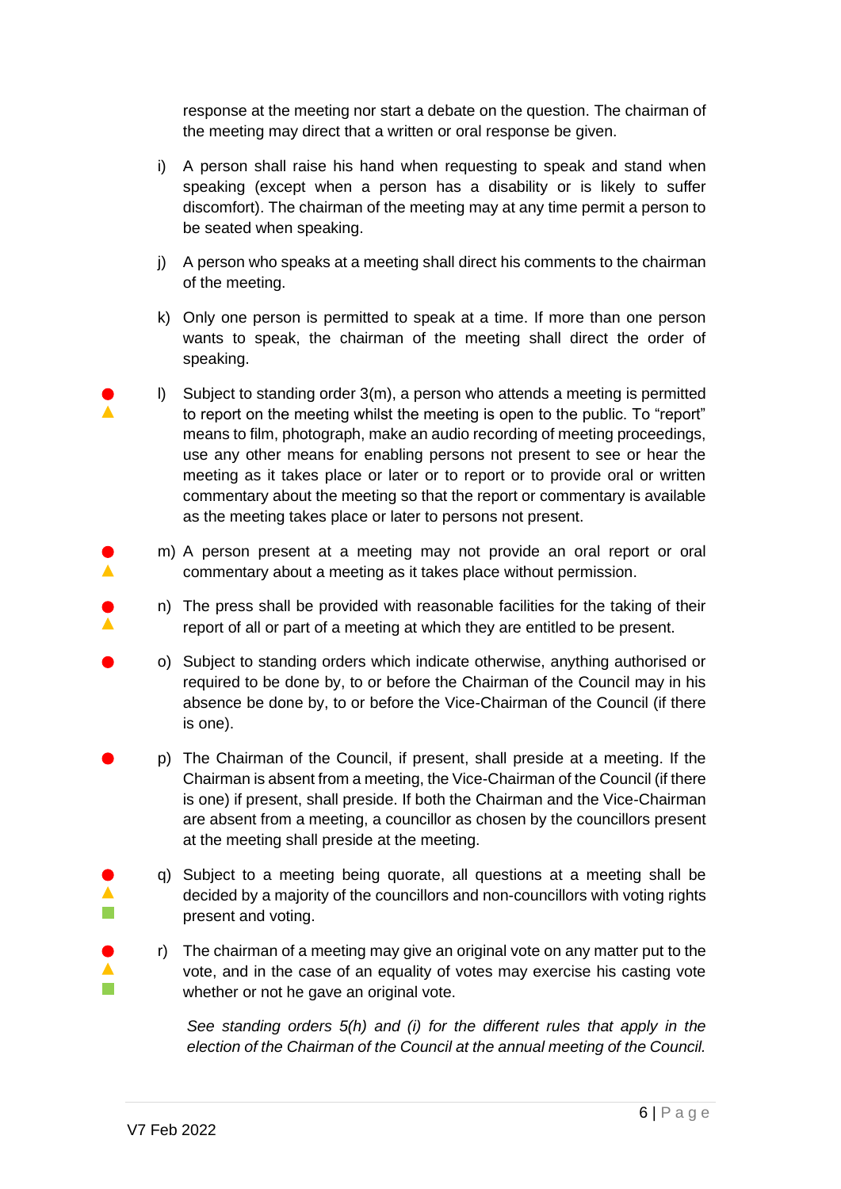response at the meeting nor start a debate on the question. The chairman of the meeting may direct that a written or oral response be given.

i) A person shall raise his hand when requesting to speak and stand when speaking (except when a person has a disability or is likely to suffer discomfort). The chairman of the meeting may at any time permit a person to be seated when speaking.

j) A person who speaks at a meeting shall direct his comments to the chairman of the meeting.

k) Only one person is permitted to speak at a time. If more than one person wants to speak, the chairman of the meeting shall direct the order of speaking.

l) Subject to standing order 3(m), a person who attends a meeting is permitted to report on the meeting whilst the meeting is open to the public. To "report" means to film, photograph, make an audio recording of meeting proceedings, use any other means for enabling persons not present to see or hear the meeting as it takes place or later or to report or to provide oral or written commentary about the meeting so that the report or commentary is available as the meeting takes place or later to persons not present.

m) A person present at a meeting may not provide an oral report or oral commentary about a meeting as it takes place without permission.

n) The press shall be provided with reasonable facilities for the taking of their report of all or part of a meeting at which they are entitled to be present.

o) Subject to standing orders which indicate otherwise, anything authorised or required to be done by, to or before the Chairman of the Council may in his absence be done by, to or before the Vice-Chairman of the Council (if there is one).

p) The Chairman of the Council, if present, shall preside at a meeting. If the Chairman is absent from a meeting, the Vice-Chairman of the Council (if there is one) if present, shall preside. If both the Chairman and the Vice-Chairman are absent from a meeting, a councillor as chosen by the councillors present at the meeting shall preside at the meeting.

q) Subject to a meeting being quorate, all questions at a meeting shall be decided by a majority of the councillors and non-councillors with voting rights present and voting.

r) The chairman of a meeting may give an original vote on any matter put to the vote, and in the case of an equality of votes may exercise his casting vote whether or not he gave an original vote.

*See standing orders 5(h) and (i) for the different rules that apply in the election of the Chairman of the Council at the annual meeting of the Council.*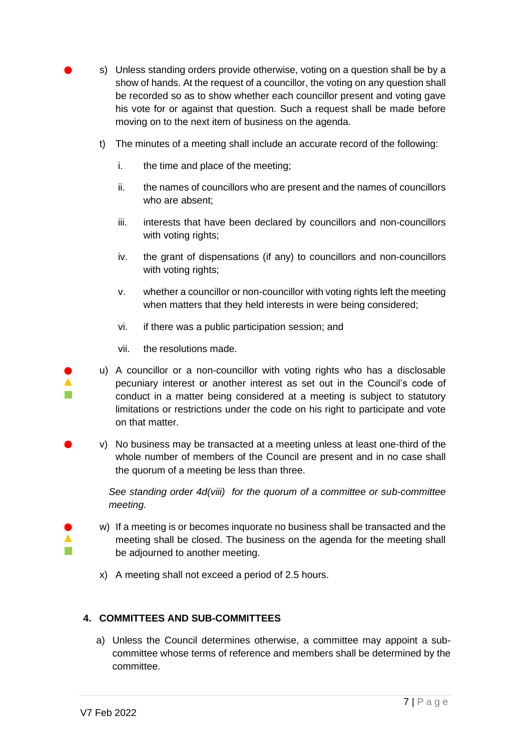s) Unless standing orders provide otherwise, voting on a question shall be by a show of hands. At the request of a councillor, the voting on any question shall be recorded so as to show whether each councillor present and voting gave his vote for or against that question. Such a request shall be made before moving on to the next item of business on the agenda.

t) The minutes of a meeting shall include an accurate record of the following:

   i. the time and place of the meeting;

   ii. the names of councillors who are present and the names of councillors who are absent;

   iii. interests that have been declared by councillors and non-councillors with voting rights;

   iv. the grant of dispensations (if any) to councillors and non-councillors with voting rights;

   v. whether a councillor or non-councillor with voting rights left the meeting when matters that they held interests in were being considered;

   vi. if there was a public participation session; and

   vii. the resolutions made.

u) A councillor or a non-councillor with voting rights who has a disclosable pecuniary interest or another interest as set out in the Council's code of conduct in a matter being considered at a meeting is subject to statutory limitations or restrictions under the code on his right to participate and vote on that matter.

v) No business may be transacted at a meeting unless at least one-third of the whole number of members of the Council are present and in no case shall the quorum of a meeting be less than three.

*See standing order 4d(viii) for the quorum of a committee or sub-committee meeting.*

w) If a meeting is or becomes inquorate no business shall be transacted and the meeting shall be closed. The business on the agenda for the meeting shall be adjourned to another meeting.

x) A meeting shall not exceed a period of 2.5 hours.

## 4. COMMITTEES AND SUB-COMMITTEES

a) Unless the Council determines otherwise, a committee may appoint a sub-committee whose terms of reference and members shall be determined by the committee.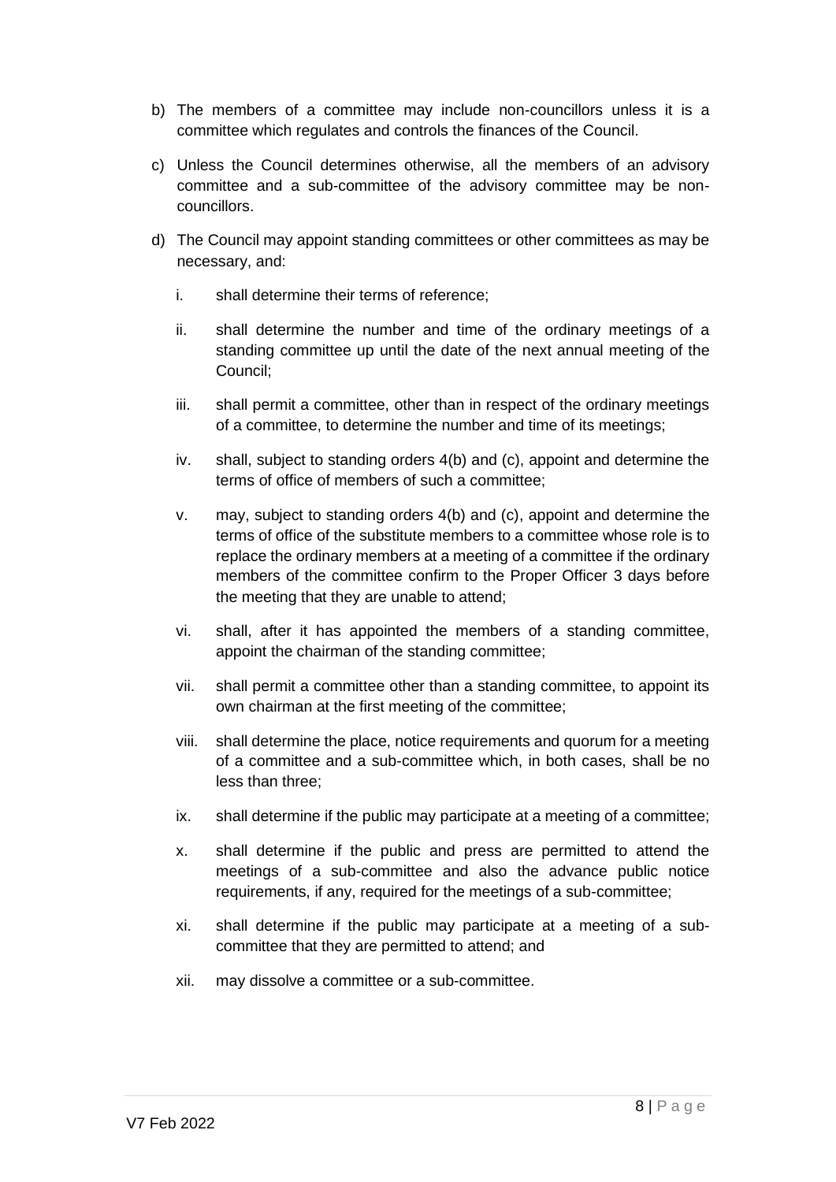b) The members of a committee may include non-councillors unless it is a committee which regulates and controls the finances of the Council.

c) Unless the Council determines otherwise, all the members of an advisory committee and a sub-committee of the advisory committee may be non-councillors.

d) The Council may appoint standing committees or other committees as may be necessary, and:

   i. shall determine their terms of reference;

   ii. shall determine the number and time of the ordinary meetings of a standing committee up until the date of the next annual meeting of the Council;

   iii. shall permit a committee, other than in respect of the ordinary meetings of a committee, to determine the number and time of its meetings;

   iv. shall, subject to standing orders 4(b) and (c), appoint and determine the terms of office of members of such a committee;

   v. may, subject to standing orders 4(b) and (c), appoint and determine the terms of office of the substitute members to a committee whose role is to replace the ordinary members at a meeting of a committee if the ordinary members of the committee confirm to the Proper Officer 3 days before the meeting that they are unable to attend;

   vi. shall, after it has appointed the members of a standing committee, appoint the chairman of the standing committee;

   vii. shall permit a committee other than a standing committee, to appoint its own chairman at the first meeting of the committee;

   viii. shall determine the place, notice requirements and quorum for a meeting of a committee and a sub-committee which, in both cases, shall be no less than three;

   ix. shall determine if the public may participate at a meeting of a committee;

   x. shall determine if the public and press are permitted to attend the meetings of a sub-committee and also the advance public notice requirements, if any, required for the meetings of a sub-committee;

   xi. shall determine if the public may participate at a meeting of a sub-committee that they are permitted to attend; and

   xii. may dissolve a committee or a sub-committee.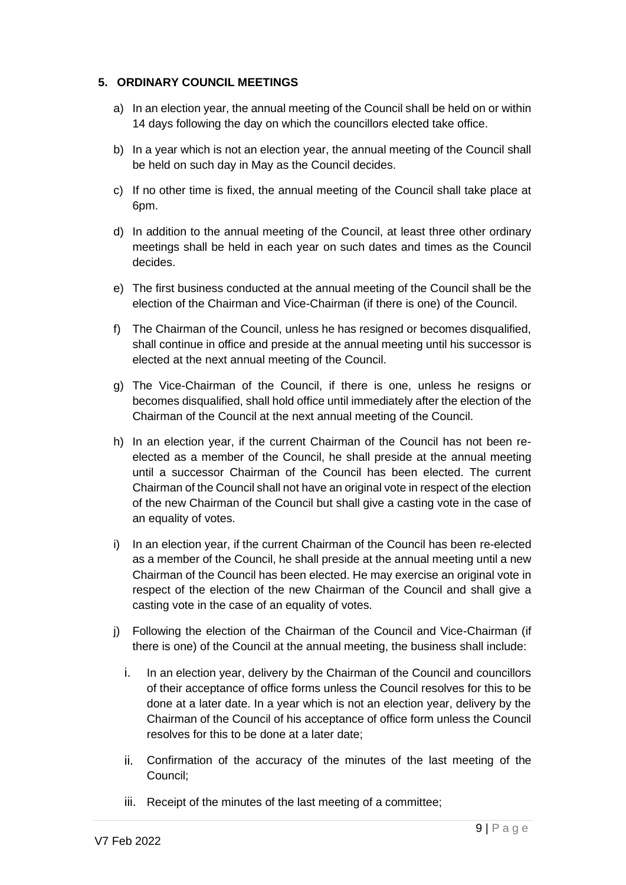## 5. ORDINARY COUNCIL MEETINGS

a) In an election year, the annual meeting of the Council shall be held on or within 14 days following the day on which the councillors elected take office.

b) In a year which is not an election year, the annual meeting of the Council shall be held on such day in May as the Council decides.

c) If no other time is fixed, the annual meeting of the Council shall take place at 6pm.

d) In addition to the annual meeting of the Council, at least three other ordinary meetings shall be held in each year on such dates and times as the Council decides.

e) The first business conducted at the annual meeting of the Council shall be the election of the Chairman and Vice-Chairman (if there is one) of the Council.

f) The Chairman of the Council, unless he has resigned or becomes disqualified, shall continue in office and preside at the annual meeting until his successor is elected at the next annual meeting of the Council.

g) The Vice-Chairman of the Council, if there is one, unless he resigns or becomes disqualified, shall hold office until immediately after the election of the Chairman of the Council at the next annual meeting of the Council.

h) In an election year, if the current Chairman of the Council has not been re-elected as a member of the Council, he shall preside at the annual meeting until a successor Chairman of the Council has been elected. The current Chairman of the Council shall not have an original vote in respect of the election of the new Chairman of the Council but shall give a casting vote in the case of an equality of votes.

i) In an election year, if the current Chairman of the Council has been re-elected as a member of the Council, he shall preside at the annual meeting until a new Chairman of the Council has been elected. He may exercise an original vote in respect of the election of the new Chairman of the Council and shall give a casting vote in the case of an equality of votes.

j) Following the election of the Chairman of the Council and Vice-Chairman (if there is one) of the Council at the annual meeting, the business shall include:

   i. In an election year, delivery by the Chairman of the Council and councillors of their acceptance of office forms unless the Council resolves for this to be done at a later date. In a year which is not an election year, delivery by the Chairman of the Council of his acceptance of office form unless the Council resolves for this to be done at a later date;

   ii. Confirmation of the accuracy of the minutes of the last meeting of the Council;

   iii. Receipt of the minutes of the last meeting of a committee;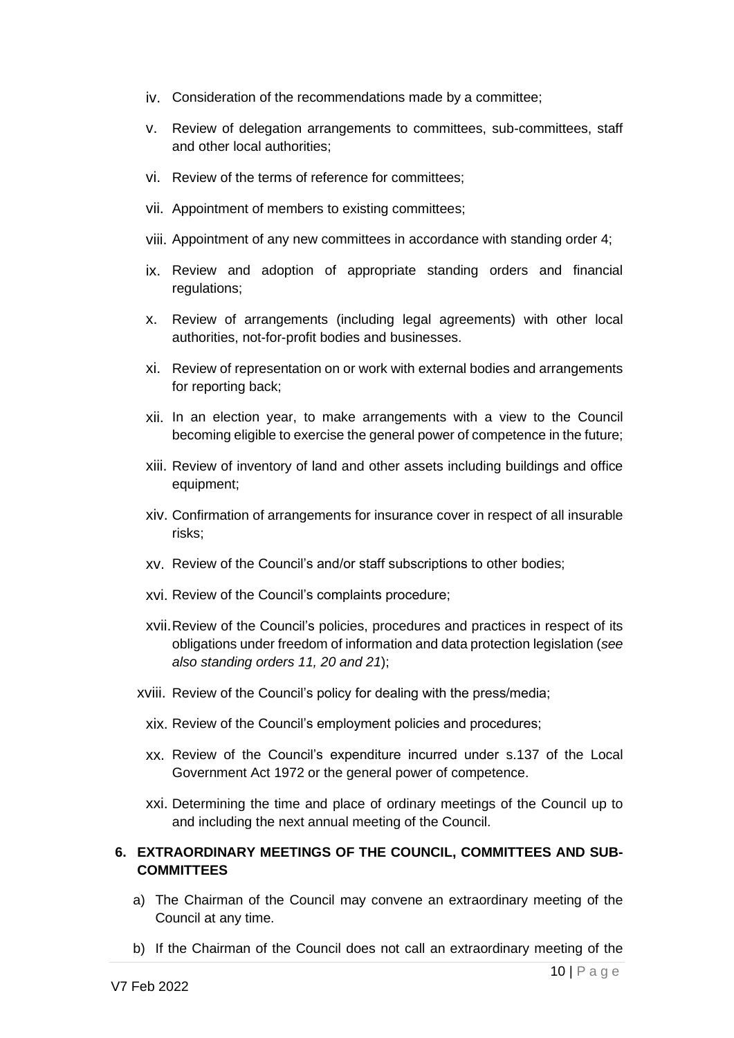iv. Consideration of the recommendations made by a committee;

v. Review of delegation arrangements to committees, sub-committees, staff and other local authorities;

vi. Review of the terms of reference for committees;

vii. Appointment of members to existing committees;

viii. Appointment of any new committees in accordance with standing order 4;

ix. Review and adoption of appropriate standing orders and financial regulations;

x. Review of arrangements (including legal agreements) with other local authorities, not-for-profit bodies and businesses.

xi. Review of representation on or work with external bodies and arrangements for reporting back;

xii. In an election year, to make arrangements with a view to the Council becoming eligible to exercise the general power of competence in the future;

xiii. Review of inventory of land and other assets including buildings and office equipment;

xiv. Confirmation of arrangements for insurance cover in respect of all insurable risks;

xv. Review of the Council's and/or staff subscriptions to other bodies;

xvi. Review of the Council's complaints procedure;

xvii. Review of the Council's policies, procedures and practices in respect of its obligations under freedom of information and data protection legislation (*see also standing orders 11, 20 and 21*);

xviii. Review of the Council's policy for dealing with the press/media;

xix. Review of the Council's employment policies and procedures;

xx. Review of the Council's expenditure incurred under s.137 of the Local Government Act 1972 or the general power of competence.

xxi. Determining the time and place of ordinary meetings of the Council up to and including the next annual meeting of the Council.

## 6. EXTRAORDINARY MEETINGS OF THE COUNCIL, COMMITTEES AND SUB-COMMITTEES

a) The Chairman of the Council may convene an extraordinary meeting of the Council at any time.

b) If the Chairman of the Council does not call an extraordinary meeting of the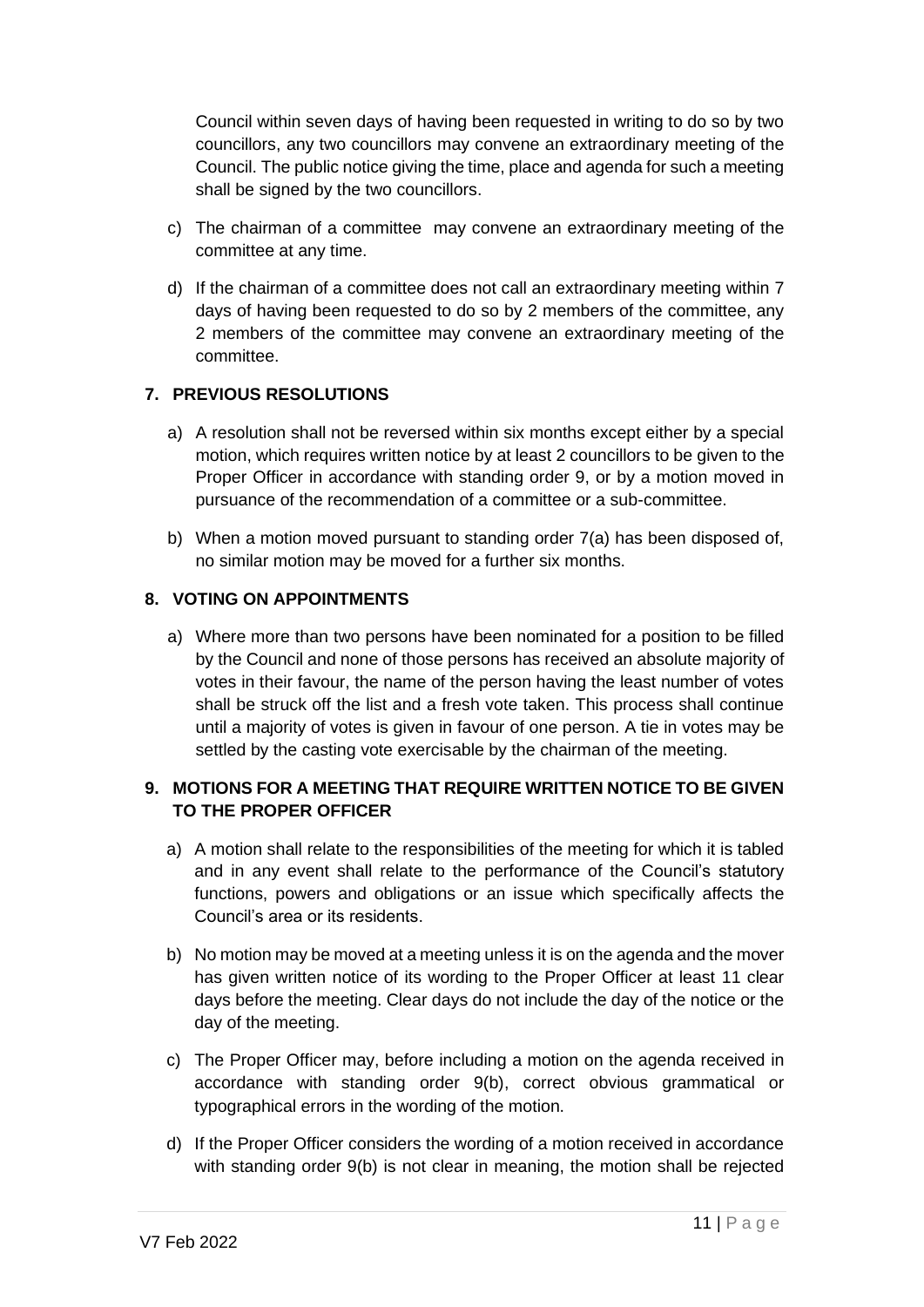Council within seven days of having been requested in writing to do so by two councillors, any two councillors may convene an extraordinary meeting of the Council. The public notice giving the time, place and agenda for such a meeting shall be signed by the two councillors.

c) The chairman of a committee may convene an extraordinary meeting of the committee at any time.

d) If the chairman of a committee does not call an extraordinary meeting within 7 days of having been requested to do so by 2 members of the committee, any 2 members of the committee may convene an extraordinary meeting of the committee.

## 7. PREVIOUS RESOLUTIONS

a) A resolution shall not be reversed within six months except either by a special motion, which requires written notice by at least 2 councillors to be given to the Proper Officer in accordance with standing order 9, or by a motion moved in pursuance of the recommendation of a committee or a sub-committee.

b) When a motion moved pursuant to standing order 7(a) has been disposed of, no similar motion may be moved for a further six months.

## 8. VOTING ON APPOINTMENTS

a) Where more than two persons have been nominated for a position to be filled by the Council and none of those persons has received an absolute majority of votes in their favour, the name of the person having the least number of votes shall be struck off the list and a fresh vote taken. This process shall continue until a majority of votes is given in favour of one person. A tie in votes may be settled by the casting vote exercisable by the chairman of the meeting.

## 9. MOTIONS FOR A MEETING THAT REQUIRE WRITTEN NOTICE TO BE GIVEN TO THE PROPER OFFICER

a) A motion shall relate to the responsibilities of the meeting for which it is tabled and in any event shall relate to the performance of the Council's statutory functions, powers and obligations or an issue which specifically affects the Council's area or its residents.

b) No motion may be moved at a meeting unless it is on the agenda and the mover has given written notice of its wording to the Proper Officer at least 11 clear days before the meeting. Clear days do not include the day of the notice or the day of the meeting.

c) The Proper Officer may, before including a motion on the agenda received in accordance with standing order 9(b), correct obvious grammatical or typographical errors in the wording of the motion.

d) If the Proper Officer considers the wording of a motion received in accordance with standing order 9(b) is not clear in meaning, the motion shall be rejected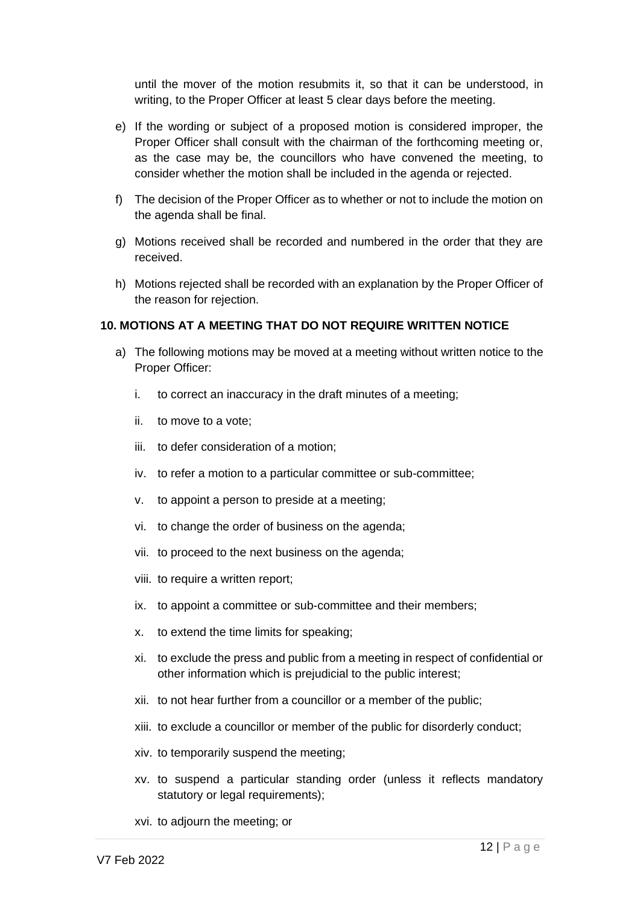until the mover of the motion resubmits it, so that it can be understood, in writing, to the Proper Officer at least 5 clear days before the meeting.

e) If the wording or subject of a proposed motion is considered improper, the Proper Officer shall consult with the chairman of the forthcoming meeting or, as the case may be, the councillors who have convened the meeting, to consider whether the motion shall be included in the agenda or rejected.

f) The decision of the Proper Officer as to whether or not to include the motion on the agenda shall be final.

g) Motions received shall be recorded and numbered in the order that they are received.

h) Motions rejected shall be recorded with an explanation by the Proper Officer of the reason for rejection.

**10. MOTIONS AT A MEETING THAT DO NOT REQUIRE WRITTEN NOTICE**

a) The following motions may be moved at a meeting without written notice to the Proper Officer:

   i. to correct an inaccuracy in the draft minutes of a meeting;

   ii. to move to a vote;

   iii. to defer consideration of a motion;

   iv. to refer a motion to a particular committee or sub-committee;

   v. to appoint a person to preside at a meeting;

   vi. to change the order of business on the agenda;

   vii. to proceed to the next business on the agenda;

   viii. to require a written report;

   ix. to appoint a committee or sub-committee and their members;

   x. to extend the time limits for speaking;

   xi. to exclude the press and public from a meeting in respect of confidential or other information which is prejudicial to the public interest;

   xii. to not hear further from a councillor or a member of the public;

   xiii. to exclude a councillor or member of the public for disorderly conduct;

   xiv. to temporarily suspend the meeting;

   xv. to suspend a particular standing order (unless it reflects mandatory statutory or legal requirements);

   xvi. to adjourn the meeting; or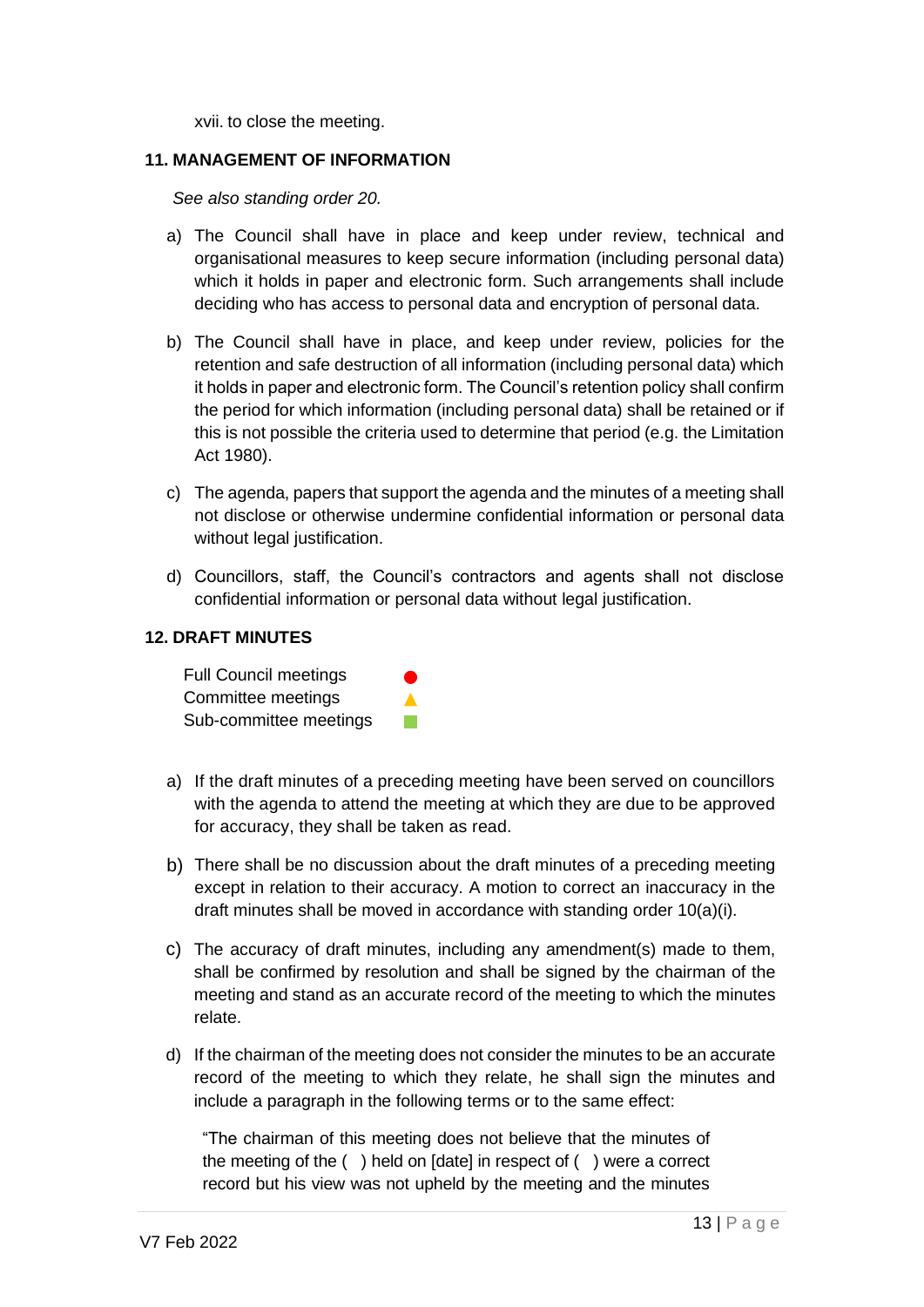xvii. to close the meeting.

## 11. MANAGEMENT OF INFORMATION

*See also standing order 20.*

a) The Council shall have in place and keep under review, technical and organisational measures to keep secure information (including personal data) which it holds in paper and electronic form. Such arrangements shall include deciding who has access to personal data and encryption of personal data.

b) The Council shall have in place, and keep under review, policies for the retention and safe destruction of all information (including personal data) which it holds in paper and electronic form. The Council's retention policy shall confirm the period for which information (including personal data) shall be retained or if this is not possible the criteria used to determine that period (e.g. the Limitation Act 1980).

c) The agenda, papers that support the agenda and the minutes of a meeting shall not disclose or otherwise undermine confidential information or personal data without legal justification.

d) Councillors, staff, the Council's contractors and agents shall not disclose confidential information or personal data without legal justification.

## 12. DRAFT MINUTES

| | |
|---|---|
| Full Council meetings | ● |
| Committee meetings | ▲ |
| Sub-committee meetings | ■ |

a) If the draft minutes of a preceding meeting have been served on councillors with the agenda to attend the meeting at which they are due to be approved for accuracy, they shall be taken as read.

b) There shall be no discussion about the draft minutes of a preceding meeting except in relation to their accuracy. A motion to correct an inaccuracy in the draft minutes shall be moved in accordance with standing order 10(a)(i).

c) The accuracy of draft minutes, including any amendment(s) made to them, shall be confirmed by resolution and shall be signed by the chairman of the meeting and stand as an accurate record of the meeting to which the minutes relate.

d) If the chairman of the meeting does not consider the minutes to be an accurate record of the meeting to which they relate, he shall sign the minutes and include a paragraph in the following terms or to the same effect:

"The chairman of this meeting does not believe that the minutes of the meeting of the ( ) held on [date] in respect of ( ) were a correct record but his view was not upheld by the meeting and the minutes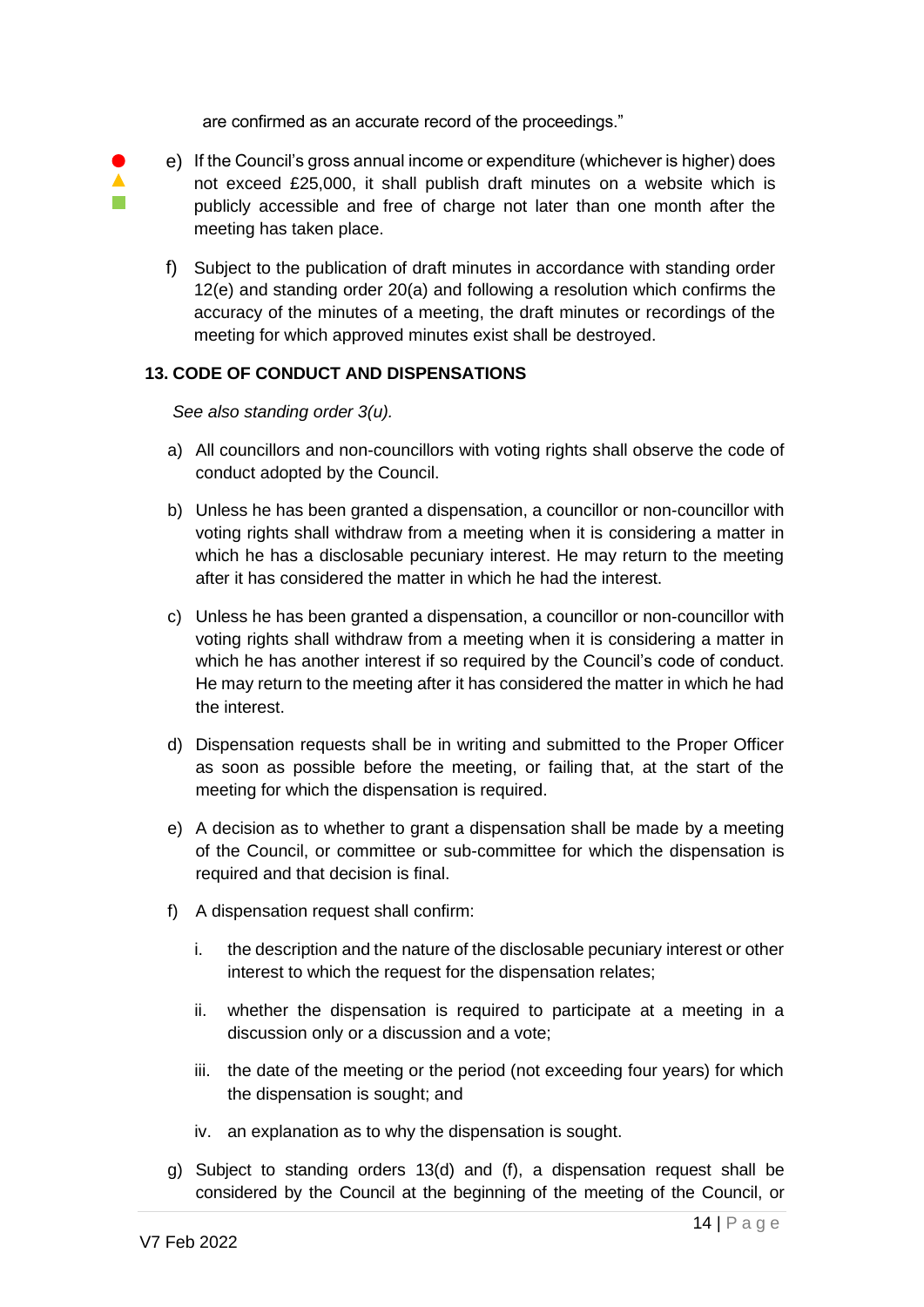are confirmed as an accurate record of the proceedings."

e) If the Council's gross annual income or expenditure (whichever is higher) does not exceed £25,000, it shall publish draft minutes on a website which is publicly accessible and free of charge not later than one month after the meeting has taken place.

f) Subject to the publication of draft minutes in accordance with standing order 12(e) and standing order 20(a) and following a resolution which confirms the accuracy of the minutes of a meeting, the draft minutes or recordings of the meeting for which approved minutes exist shall be destroyed.

### 13. CODE OF CONDUCT AND DISPENSATIONS

*See also standing order 3(u).*

a) All councillors and non-councillors with voting rights shall observe the code of conduct adopted by the Council.

b) Unless he has been granted a dispensation, a councillor or non-councillor with voting rights shall withdraw from a meeting when it is considering a matter in which he has a disclosable pecuniary interest. He may return to the meeting after it has considered the matter in which he had the interest.

c) Unless he has been granted a dispensation, a councillor or non-councillor with voting rights shall withdraw from a meeting when it is considering a matter in which he has another interest if so required by the Council's code of conduct. He may return to the meeting after it has considered the matter in which he had the interest.

d) Dispensation requests shall be in writing and submitted to the Proper Officer as soon as possible before the meeting, or failing that, at the start of the meeting for which the dispensation is required.

e) A decision as to whether to grant a dispensation shall be made by a meeting of the Council, or committee or sub-committee for which the dispensation is required and that decision is final.

f) A dispensation request shall confirm:

   i. the description and the nature of the disclosable pecuniary interest or other interest to which the request for the dispensation relates;

   ii. whether the dispensation is required to participate at a meeting in a discussion only or a discussion and a vote;

   iii. the date of the meeting or the period (not exceeding four years) for which the dispensation is sought; and

   iv. an explanation as to why the dispensation is sought.

g) Subject to standing orders 13(d) and (f), a dispensation request shall be considered by the Council at the beginning of the meeting of the Council, or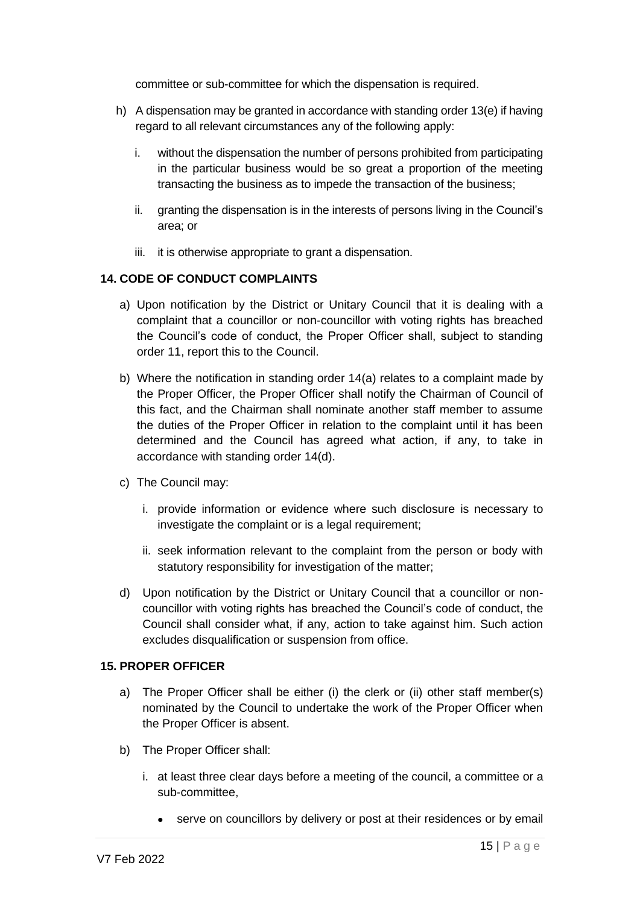committee or sub-committee for which the dispensation is required.

h) A dispensation may be granted in accordance with standing order 13(e) if having regard to all relevant circumstances any of the following apply:

   i. without the dispensation the number of persons prohibited from participating in the particular business would be so great a proportion of the meeting transacting the business as to impede the transaction of the business;

   ii. granting the dispensation is in the interests of persons living in the Council's area; or

   iii. it is otherwise appropriate to grant a dispensation.

**14. CODE OF CONDUCT COMPLAINTS**

a) Upon notification by the District or Unitary Council that it is dealing with a complaint that a councillor or non-councillor with voting rights has breached the Council's code of conduct, the Proper Officer shall, subject to standing order 11, report this to the Council.

b) Where the notification in standing order 14(a) relates to a complaint made by the Proper Officer, the Proper Officer shall notify the Chairman of Council of this fact, and the Chairman shall nominate another staff member to assume the duties of the Proper Officer in relation to the complaint until it has been determined and the Council has agreed what action, if any, to take in accordance with standing order 14(d).

c) The Council may:

   i. provide information or evidence where such disclosure is necessary to investigate the complaint or is a legal requirement;

   ii. seek information relevant to the complaint from the person or body with statutory responsibility for investigation of the matter;

d) Upon notification by the District or Unitary Council that a councillor or non-councillor with voting rights has breached the Council's code of conduct, the Council shall consider what, if any, action to take against him. Such action excludes disqualification or suspension from office.

**15. PROPER OFFICER**

a) The Proper Officer shall be either (i) the clerk or (ii) other staff member(s) nominated by the Council to undertake the work of the Proper Officer when the Proper Officer is absent.

b) The Proper Officer shall:

   i. at least three clear days before a meeting of the council, a committee or a sub-committee,

      - serve on councillors by delivery or post at their residences or by email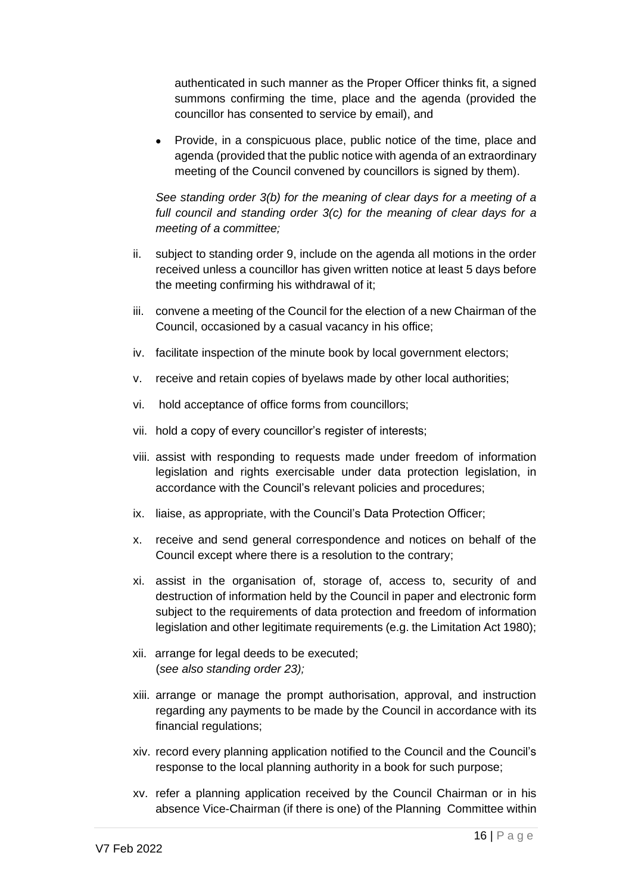authenticated in such manner as the Proper Officer thinks fit, a signed summons confirming the time, place and the agenda (provided the councillor has consented to service by email), and

- Provide, in a conspicuous place, public notice of the time, place and agenda (provided that the public notice with agenda of an extraordinary meeting of the Council convened by councillors is signed by them).

*See standing order 3(b) for the meaning of clear days for a meeting of a full council and standing order 3(c) for the meaning of clear days for a meeting of a committee;*

ii. subject to standing order 9, include on the agenda all motions in the order received unless a councillor has given written notice at least 5 days before the meeting confirming his withdrawal of it;

iii. convene a meeting of the Council for the election of a new Chairman of the Council, occasioned by a casual vacancy in his office;

iv. facilitate inspection of the minute book by local government electors;

v. receive and retain copies of byelaws made by other local authorities;

vi. hold acceptance of office forms from councillors;

vii. hold a copy of every councillor's register of interests;

viii. assist with responding to requests made under freedom of information legislation and rights exercisable under data protection legislation, in accordance with the Council's relevant policies and procedures;

ix. liaise, as appropriate, with the Council's Data Protection Officer;

x. receive and send general correspondence and notices on behalf of the Council except where there is a resolution to the contrary;

xi. assist in the organisation of, storage of, access to, security of and destruction of information held by the Council in paper and electronic form subject to the requirements of data protection and freedom of information legislation and other legitimate requirements (e.g. the Limitation Act 1980);

xii. arrange for legal deeds to be executed;
(*see also standing order 23);*

xiii. arrange or manage the prompt authorisation, approval, and instruction regarding any payments to be made by the Council in accordance with its financial regulations;

xiv. record every planning application notified to the Council and the Council's response to the local planning authority in a book for such purpose;

xv. refer a planning application received by the Council Chairman or in his absence Vice-Chairman (if there is one) of the Planning Committee within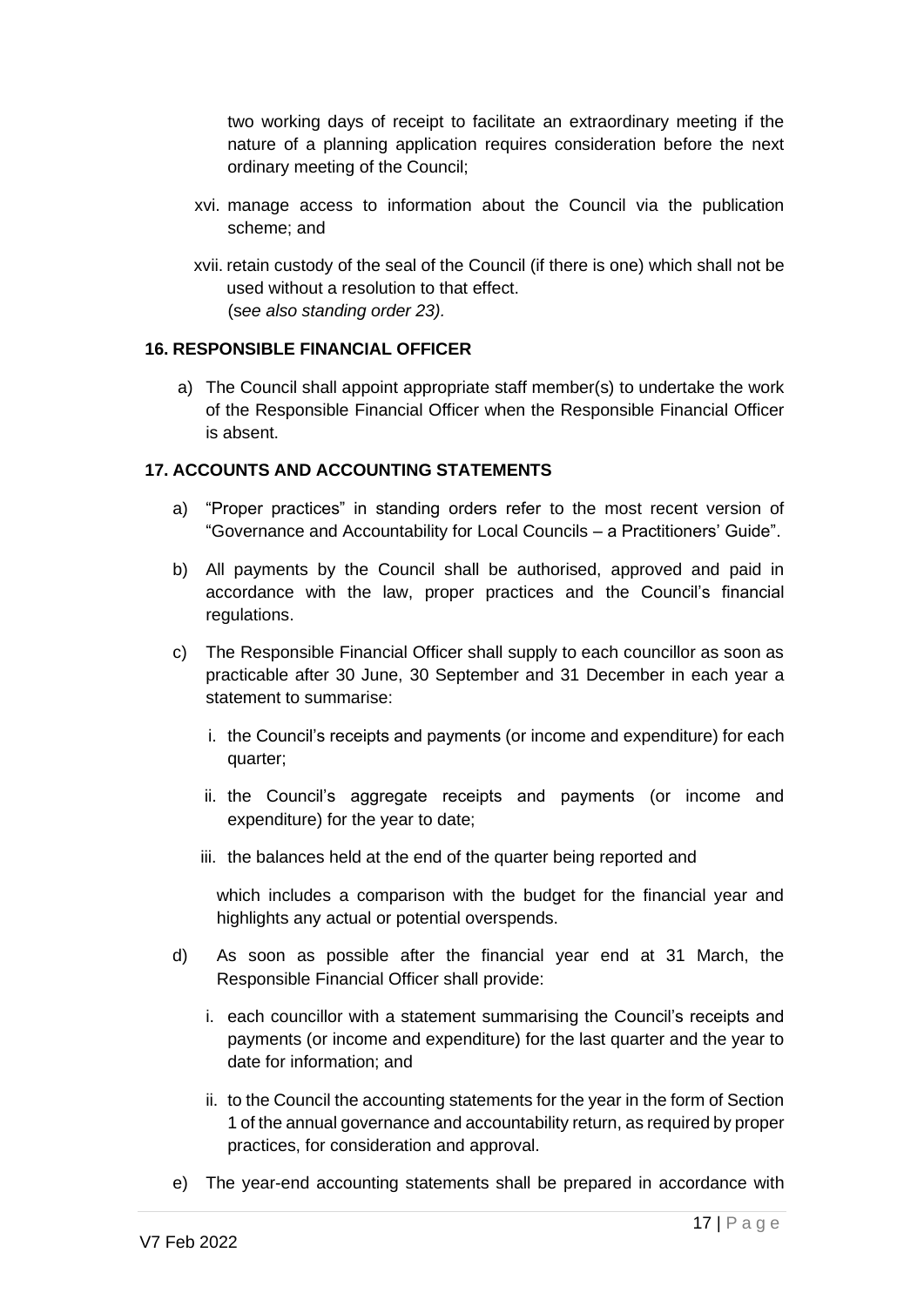two working days of receipt to facilitate an extraordinary meeting if the nature of a planning application requires consideration before the next ordinary meeting of the Council;

xvi. manage access to information about the Council via the publication scheme; and

xvii. retain custody of the seal of the Council (if there is one) which shall not be used without a resolution to that effect. (*see also standing order 23).*

**16. RESPONSIBLE FINANCIAL OFFICER**

a) The Council shall appoint appropriate staff member(s) to undertake the work of the Responsible Financial Officer when the Responsible Financial Officer is absent.

**17. ACCOUNTS AND ACCOUNTING STATEMENTS**

a) "Proper practices" in standing orders refer to the most recent version of "Governance and Accountability for Local Councils – a Practitioners' Guide".

b) All payments by the Council shall be authorised, approved and paid in accordance with the law, proper practices and the Council's financial regulations.

c) The Responsible Financial Officer shall supply to each councillor as soon as practicable after 30 June, 30 September and 31 December in each year a statement to summarise:

   i. the Council's receipts and payments (or income and expenditure) for each quarter;

   ii. the Council's aggregate receipts and payments (or income and expenditure) for the year to date;

   iii. the balances held at the end of the quarter being reported and

   which includes a comparison with the budget for the financial year and highlights any actual or potential overspends.

d) As soon as possible after the financial year end at 31 March, the Responsible Financial Officer shall provide:

   i. each councillor with a statement summarising the Council's receipts and payments (or income and expenditure) for the last quarter and the year to date for information; and

   ii. to the Council the accounting statements for the year in the form of Section 1 of the annual governance and accountability return, as required by proper practices, for consideration and approval.

e) The year-end accounting statements shall be prepared in accordance with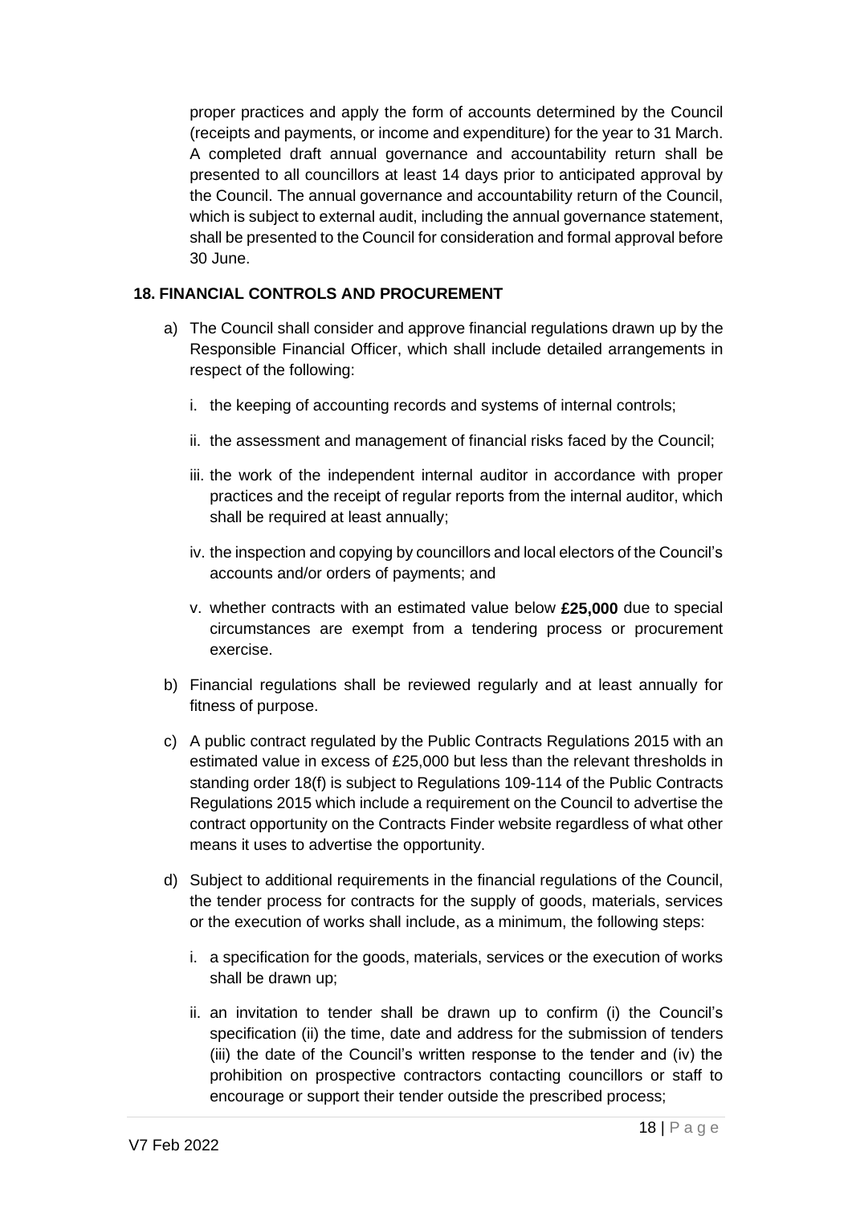proper practices and apply the form of accounts determined by the Council (receipts and payments, or income and expenditure) for the year to 31 March. A completed draft annual governance and accountability return shall be presented to all councillors at least 14 days prior to anticipated approval by the Council. The annual governance and accountability return of the Council, which is subject to external audit, including the annual governance statement, shall be presented to the Council for consideration and formal approval before 30 June.

**18. FINANCIAL CONTROLS AND PROCUREMENT**

a) The Council shall consider and approve financial regulations drawn up by the Responsible Financial Officer, which shall include detailed arrangements in respect of the following:

   i. the keeping of accounting records and systems of internal controls;

   ii. the assessment and management of financial risks faced by the Council;

   iii. the work of the independent internal auditor in accordance with proper practices and the receipt of regular reports from the internal auditor, which shall be required at least annually;

   iv. the inspection and copying by councillors and local electors of the Council's accounts and/or orders of payments; and

   v. whether contracts with an estimated value below **£25,000** due to special circumstances are exempt from a tendering process or procurement exercise.

b) Financial regulations shall be reviewed regularly and at least annually for fitness of purpose.

c) A public contract regulated by the Public Contracts Regulations 2015 with an estimated value in excess of £25,000 but less than the relevant thresholds in standing order 18(f) is subject to Regulations 109-114 of the Public Contracts Regulations 2015 which include a requirement on the Council to advertise the contract opportunity on the Contracts Finder website regardless of what other means it uses to advertise the opportunity.

d) Subject to additional requirements in the financial regulations of the Council, the tender process for contracts for the supply of goods, materials, services or the execution of works shall include, as a minimum, the following steps:

   i. a specification for the goods, materials, services or the execution of works shall be drawn up;

   ii. an invitation to tender shall be drawn up to confirm (i) the Council's specification (ii) the time, date and address for the submission of tenders (iii) the date of the Council's written response to the tender and (iv) the prohibition on prospective contractors contacting councillors or staff to encourage or support their tender outside the prescribed process;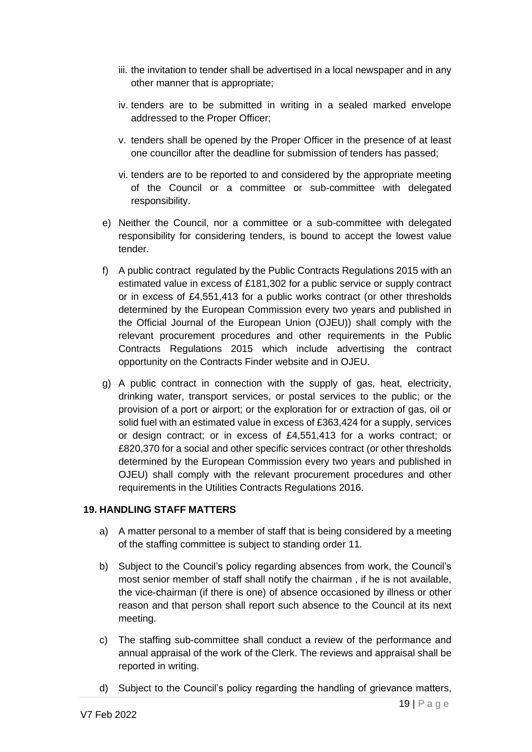iii. the invitation to tender shall be advertised in a local newspaper and in any other manner that is appropriate;

iv. tenders are to be submitted in writing in a sealed marked envelope addressed to the Proper Officer;

v. tenders shall be opened by the Proper Officer in the presence of at least one councillor after the deadline for submission of tenders has passed;

vi. tenders are to be reported to and considered by the appropriate meeting of the Council or a committee or sub-committee with delegated responsibility.

e) Neither the Council, nor a committee or a sub-committee with delegated responsibility for considering tenders, is bound to accept the lowest value tender.

f) A public contract regulated by the Public Contracts Regulations 2015 with an estimated value in excess of £181,302 for a public service or supply contract or in excess of £4,551,413 for a public works contract (or other thresholds determined by the European Commission every two years and published in the Official Journal of the European Union (OJEU)) shall comply with the relevant procurement procedures and other requirements in the Public Contracts Regulations 2015 which include advertising the contract opportunity on the Contracts Finder website and in OJEU.

g) A public contract in connection with the supply of gas, heat, electricity, drinking water, transport services, or postal services to the public; or the provision of a port or airport; or the exploration for or extraction of gas, oil or solid fuel with an estimated value in excess of £363,424 for a supply, services or design contract; or in excess of £4,551,413 for a works contract; or £820,370 for a social and other specific services contract (or other thresholds determined by the European Commission every two years and published in OJEU) shall comply with the relevant procurement procedures and other requirements in the Utilities Contracts Regulations 2016.

## 19. HANDLING STAFF MATTERS

a) A matter personal to a member of staff that is being considered by a meeting of the staffing committee is subject to standing order 11.

b) Subject to the Council's policy regarding absences from work, the Council's most senior member of staff shall notify the chairman , if he is not available, the vice-chairman (if there is one) of absence occasioned by illness or other reason and that person shall report such absence to the Council at its next meeting.

c) The staffing sub-committee shall conduct a review of the performance and annual appraisal of the work of the Clerk. The reviews and appraisal shall be reported in writing.

d) Subject to the Council's policy regarding the handling of grievance matters,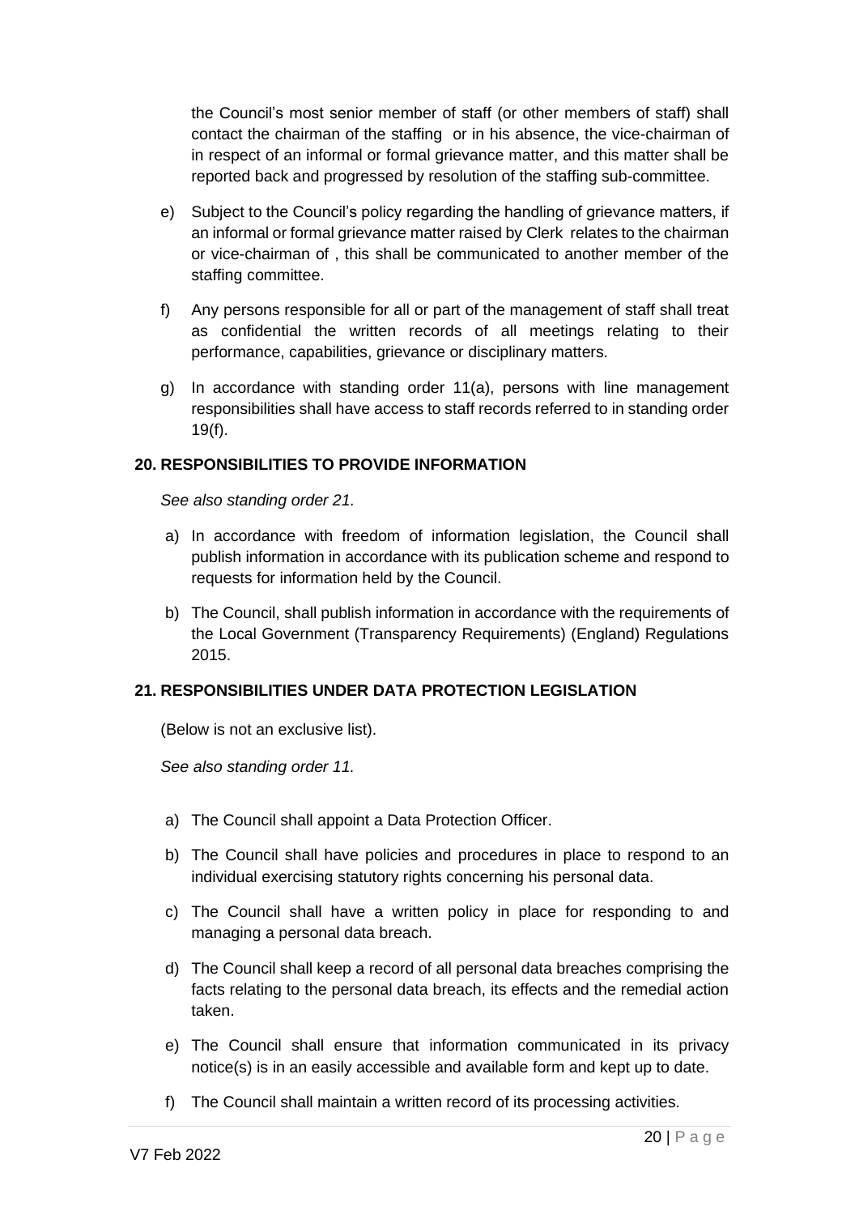the Council's most senior member of staff (or other members of staff) shall contact the chairman of the staffing or in his absence, the vice-chairman of in respect of an informal or formal grievance matter, and this matter shall be reported back and progressed by resolution of the staffing sub-committee.

e) Subject to the Council's policy regarding the handling of grievance matters, if an informal or formal grievance matter raised by Clerk relates to the chairman or vice-chairman of , this shall be communicated to another member of the staffing committee.

f) Any persons responsible for all or part of the management of staff shall treat as confidential the written records of all meetings relating to their performance, capabilities, grievance or disciplinary matters.

g) In accordance with standing order 11(a), persons with line management responsibilities shall have access to staff records referred to in standing order 19(f).

## 20. RESPONSIBILITIES TO PROVIDE INFORMATION

*See also standing order 21.*

a) In accordance with freedom of information legislation, the Council shall publish information in accordance with its publication scheme and respond to requests for information held by the Council.

b) The Council, shall publish information in accordance with the requirements of the Local Government (Transparency Requirements) (England) Regulations 2015.

## 21. RESPONSIBILITIES UNDER DATA PROTECTION LEGISLATION

(Below is not an exclusive list).

*See also standing order 11.*

a) The Council shall appoint a Data Protection Officer.

b) The Council shall have policies and procedures in place to respond to an individual exercising statutory rights concerning his personal data.

c) The Council shall have a written policy in place for responding to and managing a personal data breach.

d) The Council shall keep a record of all personal data breaches comprising the facts relating to the personal data breach, its effects and the remedial action taken.

e) The Council shall ensure that information communicated in its privacy notice(s) is in an easily accessible and available form and kept up to date.

f) The Council shall maintain a written record of its processing activities.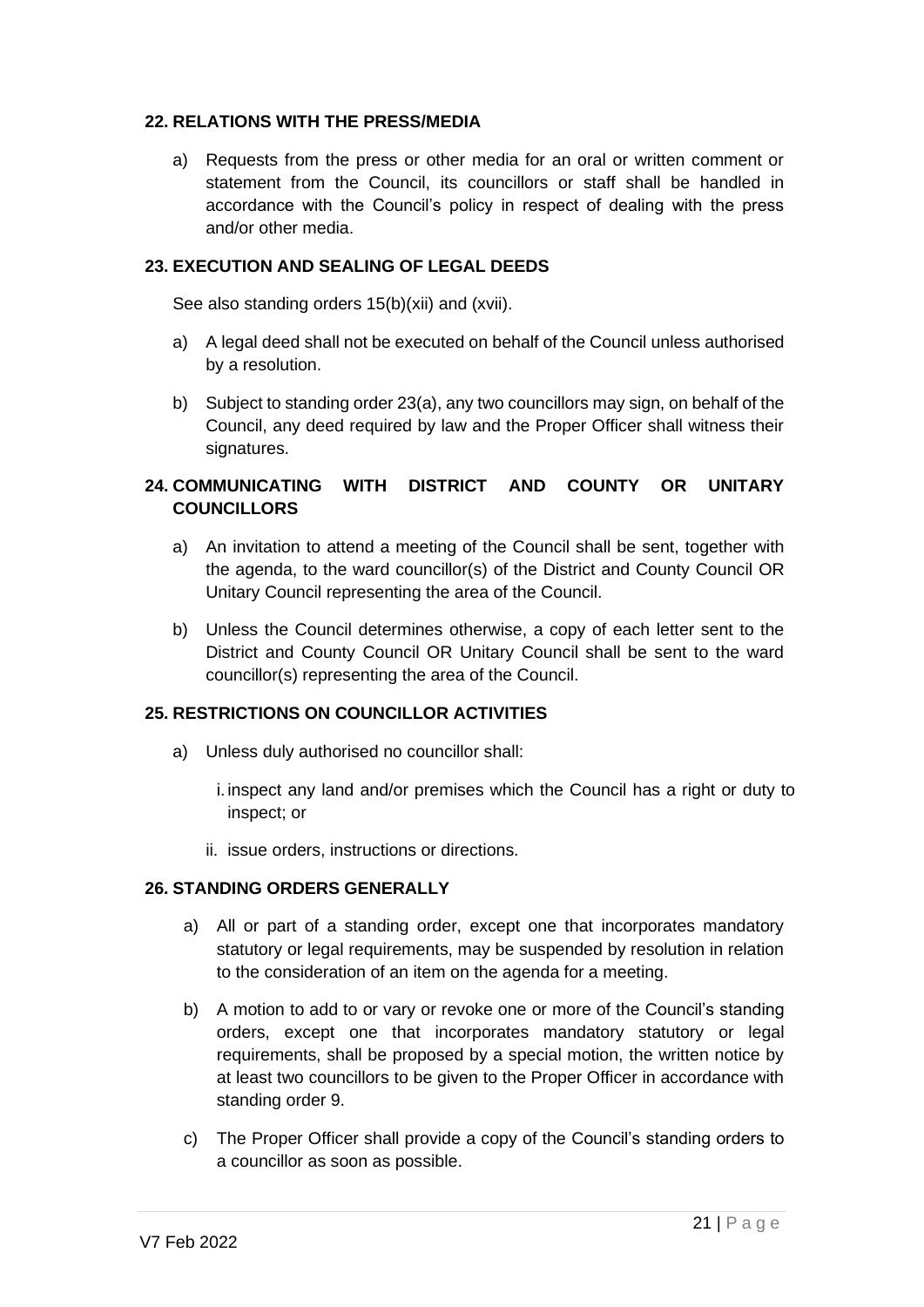## 22. RELATIONS WITH THE PRESS/MEDIA

a) Requests from the press or other media for an oral or written comment or statement from the Council, its councillors or staff shall be handled in accordance with the Council's policy in respect of dealing with the press and/or other media.

## 23. EXECUTION AND SEALING OF LEGAL DEEDS

See also standing orders 15(b)(xii) and (xvii).

a) A legal deed shall not be executed on behalf of the Council unless authorised by a resolution.

b) Subject to standing order 23(a), any two councillors may sign, on behalf of the Council, any deed required by law and the Proper Officer shall witness their signatures.

## 24. COMMUNICATING WITH DISTRICT AND COUNTY OR UNITARY COUNCILLORS

a) An invitation to attend a meeting of the Council shall be sent, together with the agenda, to the ward councillor(s) of the District and County Council OR Unitary Council representing the area of the Council.

b) Unless the Council determines otherwise, a copy of each letter sent to the District and County Council OR Unitary Council shall be sent to the ward councillor(s) representing the area of the Council.

## 25. RESTRICTIONS ON COUNCILLOR ACTIVITIES

a) Unless duly authorised no councillor shall:

   i. inspect any land and/or premises which the Council has a right or duty to inspect; or

   ii. issue orders, instructions or directions.

## 26. STANDING ORDERS GENERALLY

a) All or part of a standing order, except one that incorporates mandatory statutory or legal requirements, may be suspended by resolution in relation to the consideration of an item on the agenda for a meeting.

b) A motion to add to or vary or revoke one or more of the Council's standing orders, except one that incorporates mandatory statutory or legal requirements, shall be proposed by a special motion, the written notice by at least two councillors to be given to the Proper Officer in accordance with standing order 9.

c) The Proper Officer shall provide a copy of the Council's standing orders to a councillor as soon as possible.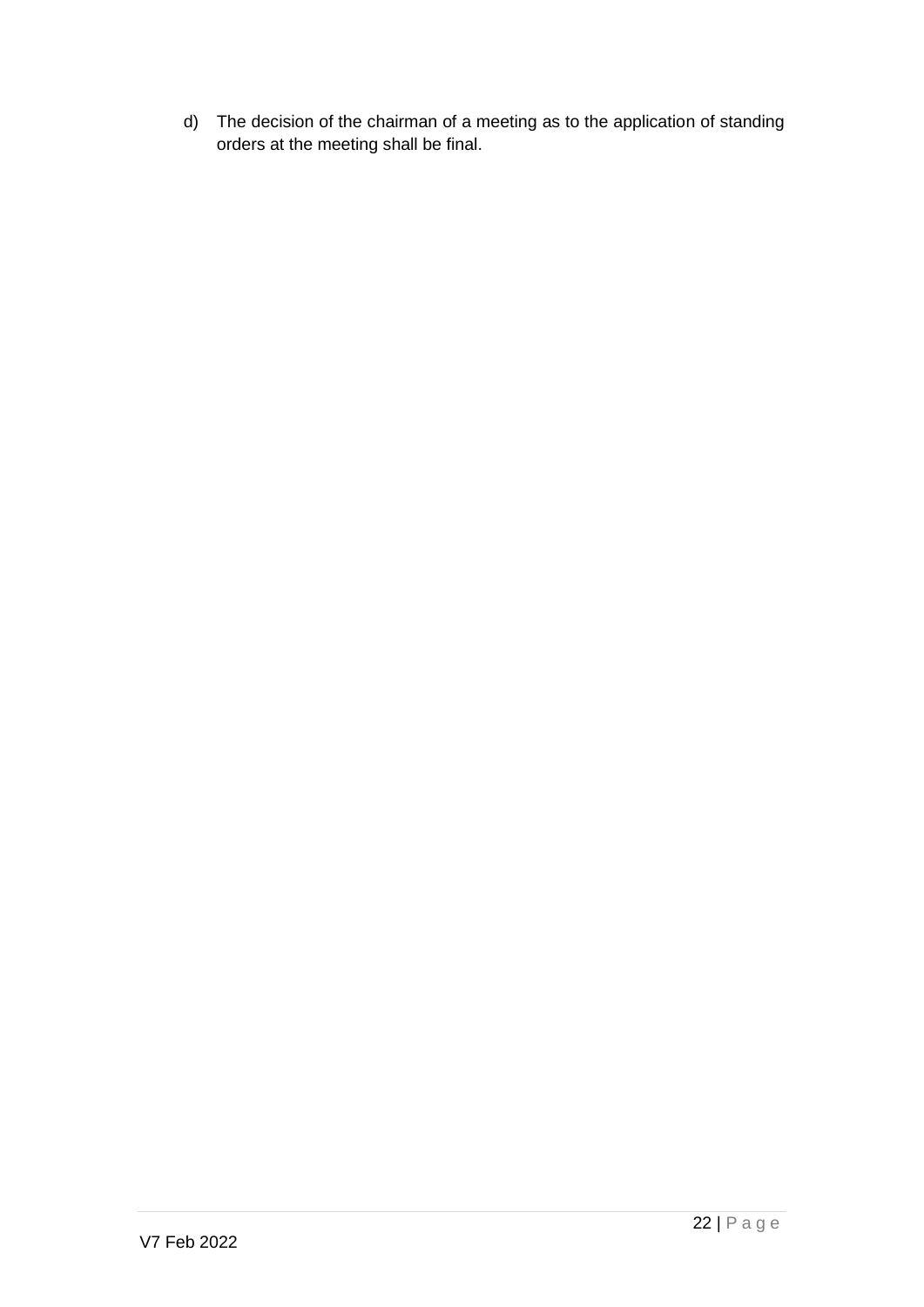d) The decision of the chairman of a meeting as to the application of standing orders at the meeting shall be final.